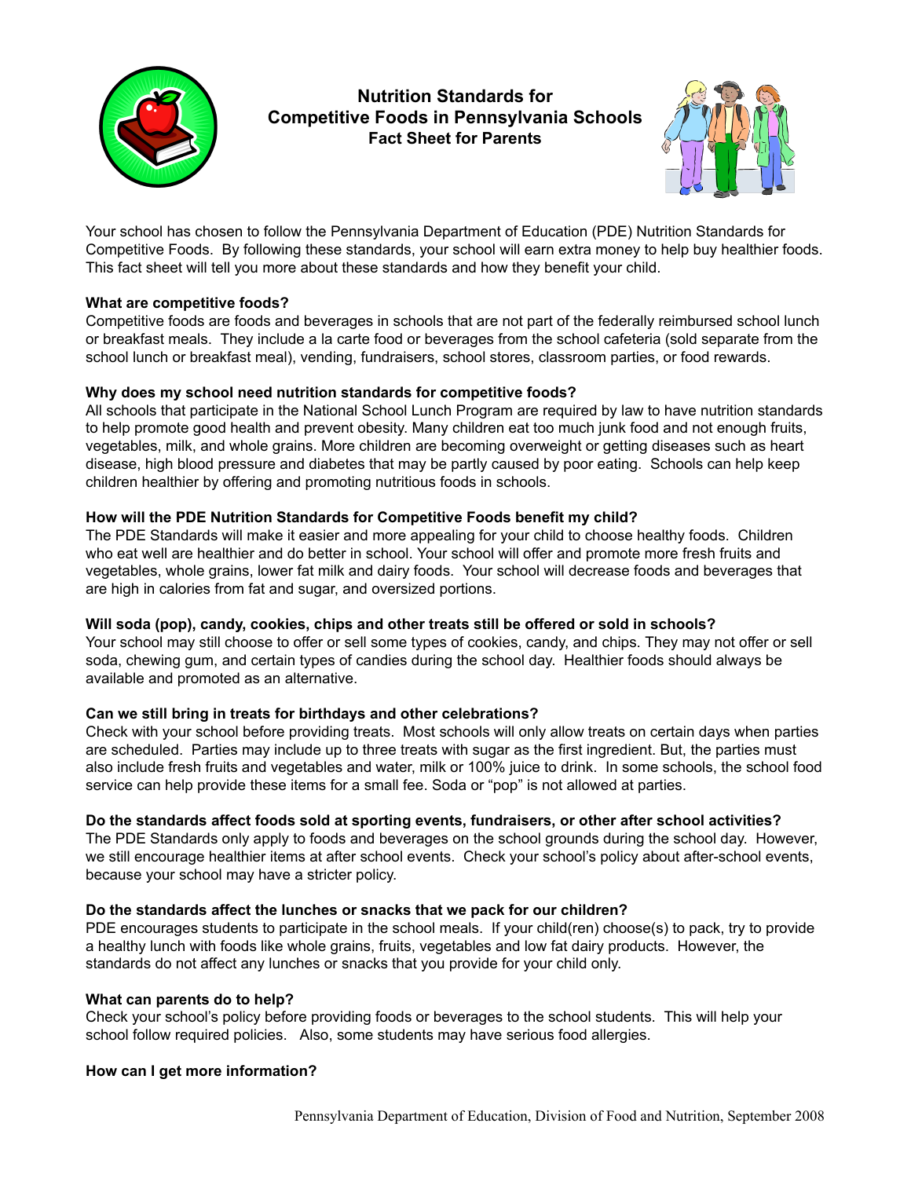# Nutrition Standards for Competitive Foods in Pennsylvania Schools

## Fact Sheet for Parents

Your school has chosen to follow the Pennsylvania Department of Education (PDE) Nutrition Standards for Competitive Foods. By following these standards, your school will earn extra money to help buy healthier foods. This fact sheet will tell you more about these standards and how they benefit your child.

**What are competitive foods?**

Competitive foods are foods and beverages in schools that are not part of the federally reimbursed school lunch or breakfast meals. They include a la carte food or beverages from the school cafeteria (sold separate from the school lunch or breakfast meal), vending, fundraisers, school stores, classroom parties, or food rewards.

**Why does my school need nutrition standards for competitive foods?**

All schools that participate in the National School Lunch Program are required by law to have nutrition standards to help promote good health and prevent obesity. Many children eat too much junk food and not enough fruits, vegetables, milk, and whole grains. More children are becoming overweight or getting diseases such as heart disease, high blood pressure and diabetes that may be partly caused by poor eating. Schools can help keep children healthier by offering and promoting nutritious foods in schools.

**How will the PDE Nutrition Standards for Competitive Foods benefit my child?**

The PDE Standards will make it easier and more appealing for your child to choose healthy foods. Children who eat well are healthier and do better in school. Your school will offer and promote more fresh fruits and vegetables, whole grains, lower fat milk and dairy foods. Your school will decrease foods and beverages that are high in calories from fat and sugar, and oversized portions.

**Will soda (pop), candy, cookies, chips and other treats still be offered or sold in schools?**

Your school may still choose to offer or sell some types of cookies, candy, and chips. They may not offer or sell soda, chewing gum, and certain types of candies during the school day. Healthier foods should always be available and promoted as an alternative.

**Can we still bring in treats for birthdays and other celebrations?**

Check with your school before providing treats. Most schools will only allow treats on certain days when parties are scheduled. Parties may include up to three treats with sugar as the first ingredient. But, the parties must also include fresh fruits and vegetables and water, milk or 100% juice to drink. In some schools, the school food service can help provide these items for a small fee. Soda or "pop" is not allowed at parties.

**Do the standards affect foods sold at sporting events, fundraisers, or other after school activities?**

The PDE Standards only apply to foods and beverages on the school grounds during the school day. However, we still encourage healthier items at after school events. Check your school's policy about after-school events, because your school may have a stricter policy.

**Do the standards affect the lunches or snacks that we pack for our children?**

PDE encourages students to participate in the school meals. If your child(ren) choose(s) to pack, try to provide a healthy lunch with foods like whole grains, fruits, vegetables and low fat dairy products. However, the standards do not affect any lunches or snacks that you provide for your child only.

**What can parents do to help?**

Check your school's policy before providing foods or beverages to the school students. This will help your school follow required policies. Also, some students may have serious food allergies.

**How can I get more information?**

Pennsylvania Department of Education, Division of Food and Nutrition, September 2008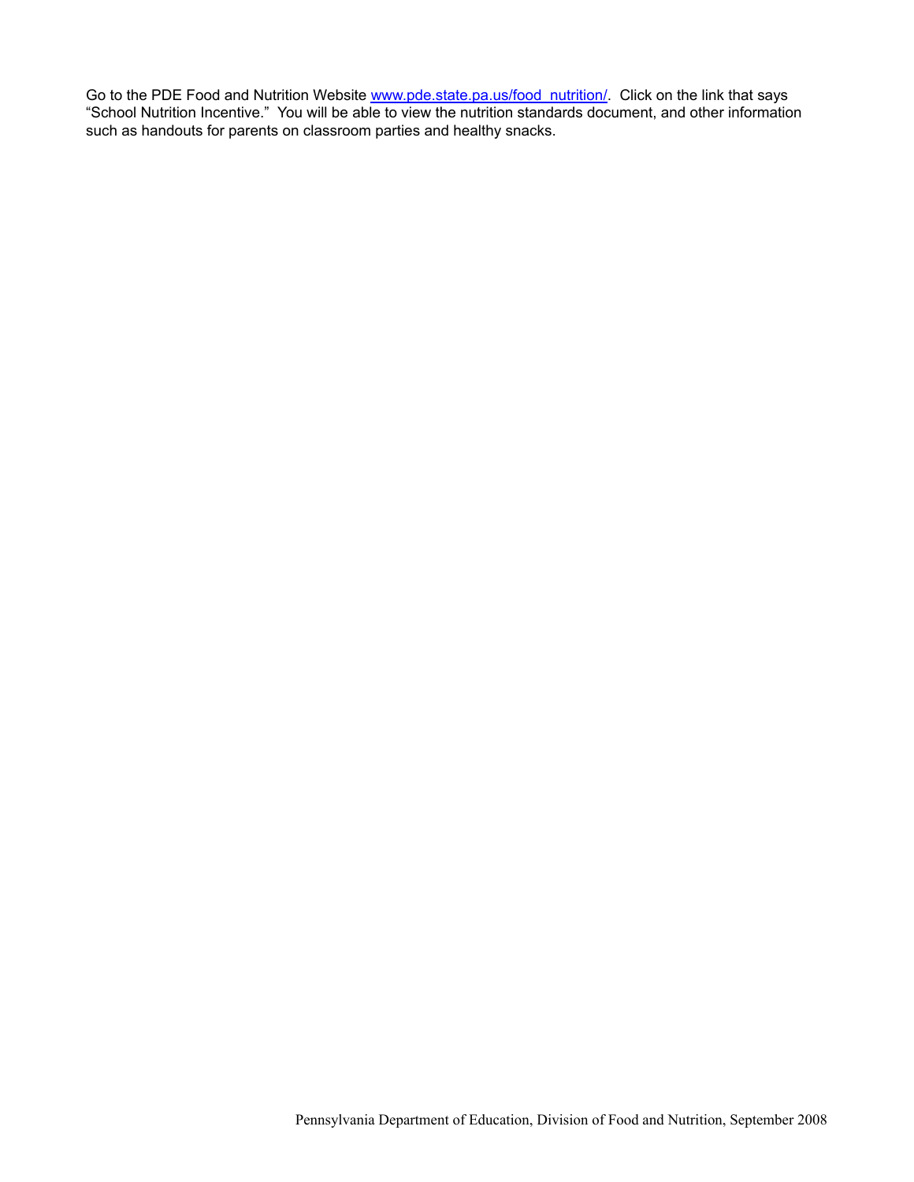Go to the PDE Food and Nutrition Website [www.pde.state.pa.us/food_nutrition/](www.pde.state.pa.us/food_nutrition/). Click on the link that says "School Nutrition Incentive." You will be able to view the nutrition standards document, and other information such as handouts for parents on classroom parties and healthy snacks.

Pennsylvania Department of Education, Division of Food and Nutrition, September 2008